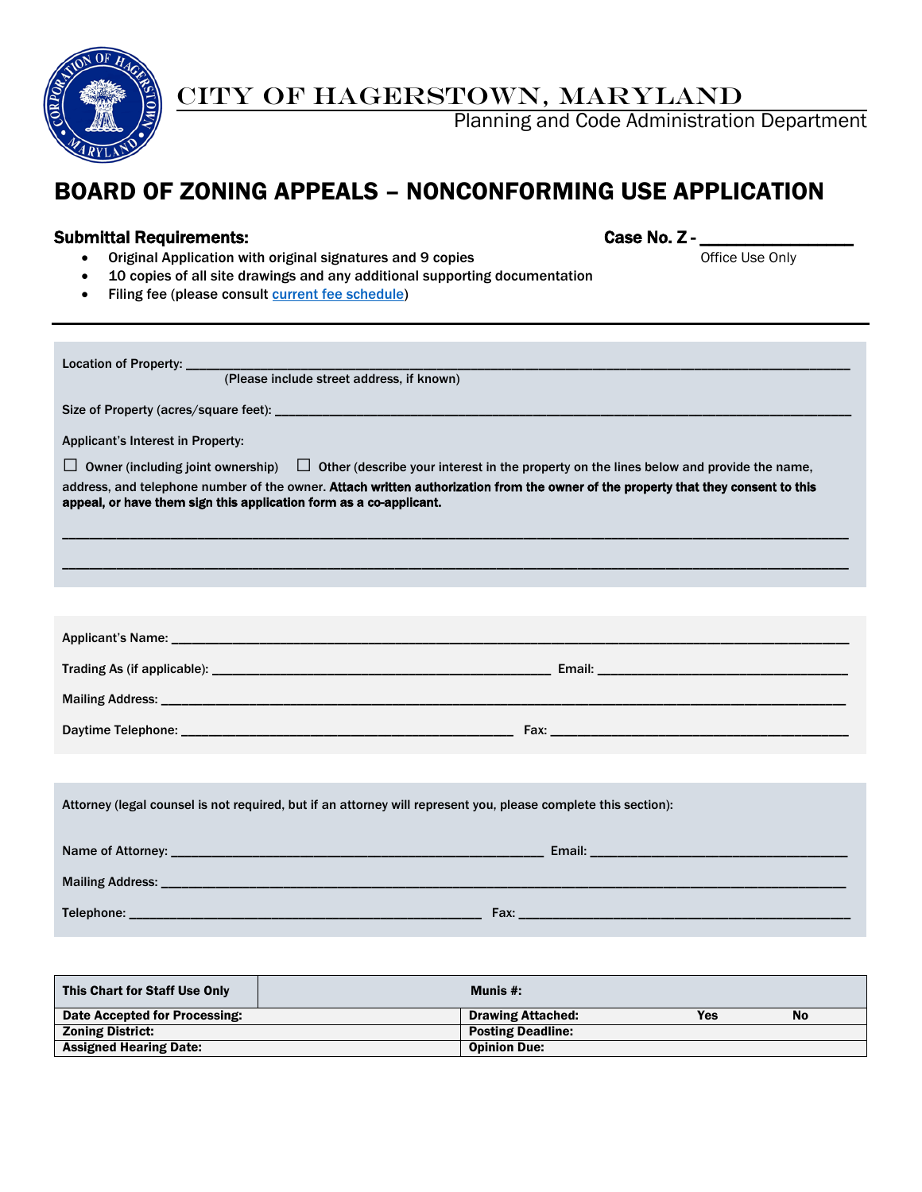# CITY OF HAGERSTOWN, MARYLAND

Planning and Code Administration Department

# BOARD OF ZONING APPEALS – NONCONFORMING USE APPLICATION

**Submittal Requirements:**

**Case No. Z - ________________**
Office Use Only

- Original Application with original signatures and 9 copies
- 10 copies of all site drawings and any additional supporting documentation
- Filing fee (please consult [current fee schedule](current fee schedule))

---

Location of Property: ____________________________________________________________
(Please include street address, if known)

Size of Property (acres/square feet): ____________________________________________________________

Applicant's Interest in Property:

☐ Owner (including joint ownership) ☐ Other (describe your interest in the property on the lines below and provide the name, address, and telephone number of the owner. **Attach written authorization from the owner of the property that they consent to this appeal, or have them sign this application form as a co-applicant.**

____________________________________________________________

____________________________________________________________

Applicant's Name: ____________________________________________________________

Trading As (if applicable): ______________________________ Email: ______________________________

Mailing Address: ____________________________________________________________

Daytime Telephone: ______________________________ Fax: ______________________________

Attorney (legal counsel is not required, but if an attorney will represent you, please complete this section):

Name of Attorney: ______________________________ Email: ______________________________

Mailing Address: ____________________________________________________________

Telephone: ______________________________ Fax: ______________________________

| This Chart for Staff Use Only | | Munis #: | | |
|---|---|---|---|---|
| **Date Accepted for Processing:** | | **Drawing Attached:** | **Yes** | **No** |
| **Zoning District:** | | **Posting Deadline:** | | |
| **Assigned Hearing Date:** | | **Opinion Due:** | | |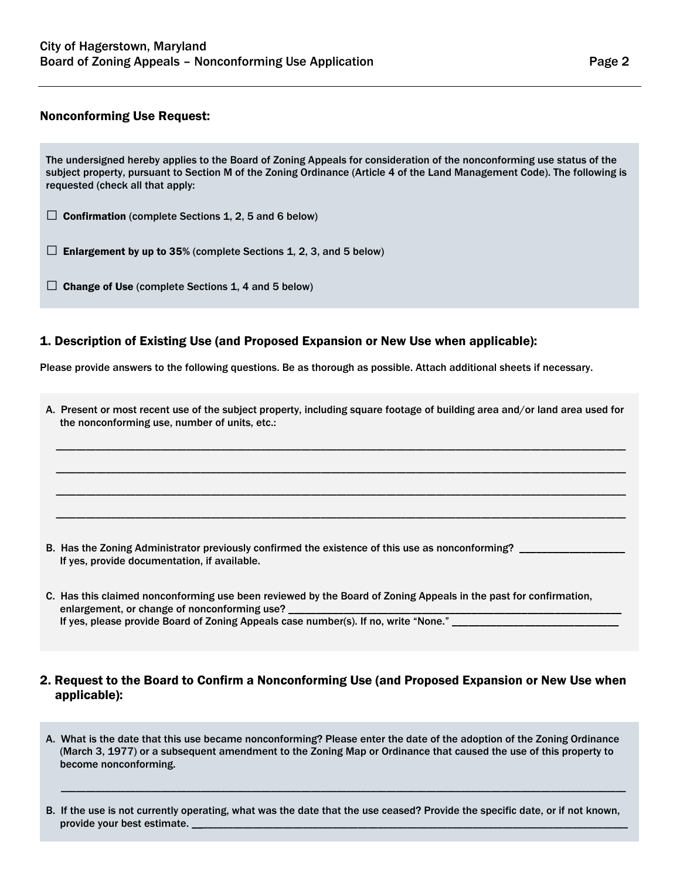## Nonconforming Use Request:

The undersigned hereby applies to the Board of Zoning Appeals for consideration of the nonconforming use status of the subject property, pursuant to Section M of the Zoning Ordinance (Article 4 of the Land Management Code). The following is requested (check all that apply:

☐ **Confirmation** (complete Sections 1, 2, 5 and 6 below)

☐ **Enlargement by up to 35%** (complete Sections 1, 2, 3, and 5 below)

☐ **Change of Use** (complete Sections 1, 4 and 5 below)

## 1. Description of Existing Use (and Proposed Expansion or New Use when applicable):

Please provide answers to the following questions. Be as thorough as possible. Attach additional sheets if necessary.

A. Present or most recent use of the subject property, including square footage of building area and/or land area used for the nonconforming use, number of units, etc.:

____________________________________________________________________________________________

____________________________________________________________________________________________

____________________________________________________________________________________________

____________________________________________________________________________________________

B. Has the Zoning Administrator previously confirmed the existence of this use as nonconforming? ____________________
If yes, provide documentation, if available.

C. Has this claimed nonconforming use been reviewed by the Board of Zoning Appeals in the past for confirmation, enlargement, or change of nonconforming use? ____________________________________________________________
If yes, please provide Board of Zoning Appeals case number(s). If no, write "None." ________________________________

## 2. Request to the Board to Confirm a Nonconforming Use (and Proposed Expansion or New Use when applicable):

A. What is the date that this use became nonconforming? Please enter the date of the adoption of the Zoning Ordinance (March 3, 1977) or a subsequent amendment to the Zoning Map or Ordinance that caused the use of this property to become nonconforming.

____________________________________________________________________________________________

B. If the use is not currently operating, what was the date that the use ceased? Provide the specific date, or if not known, provide your best estimate. ____________________________________________________________________________________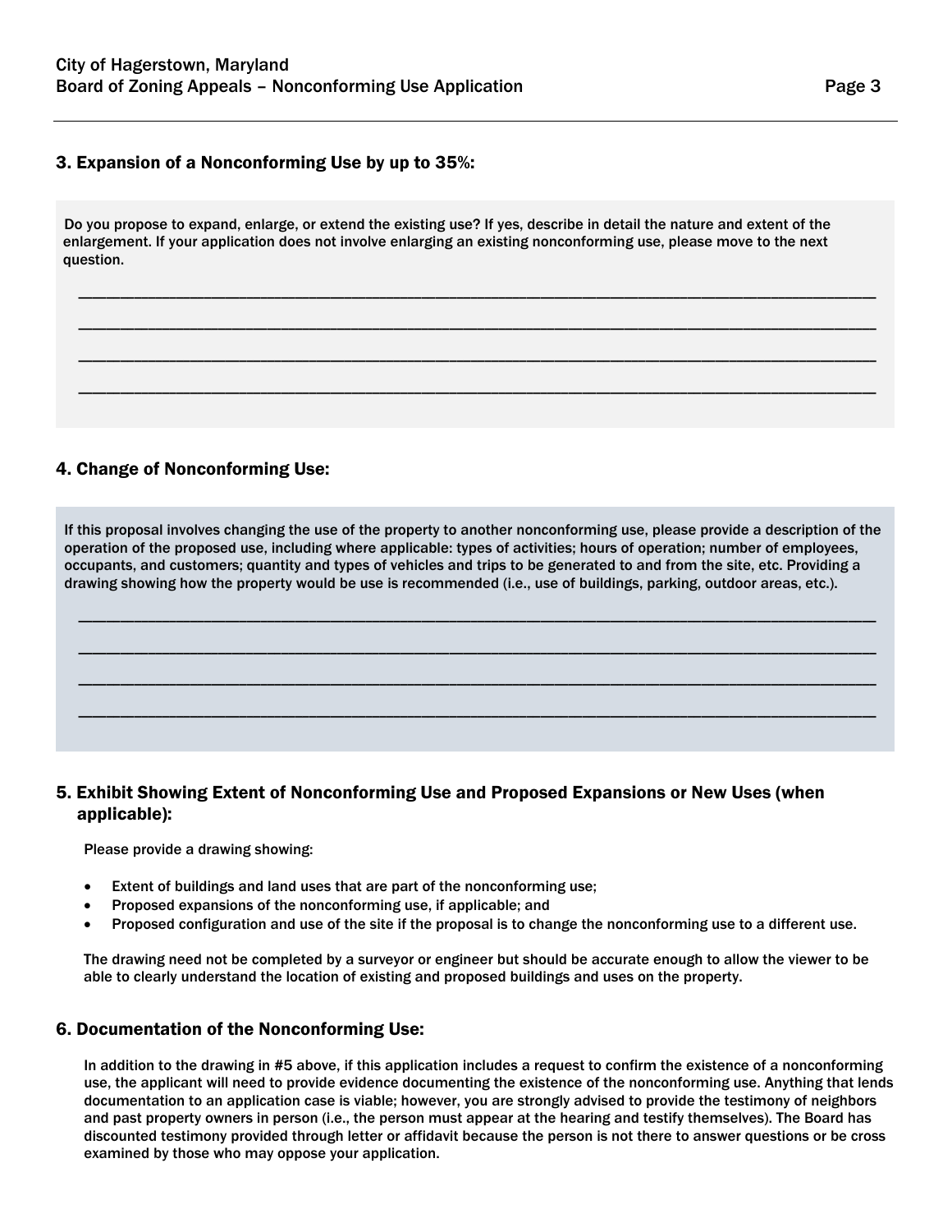## 3. Expansion of a Nonconforming Use by up to 35%:

Do you propose to expand, enlarge, or extend the existing use? If yes, describe in detail the nature and extent of the enlargement. If your application does not involve enlarging an existing nonconforming use, please move to the next question.

\_\_\_\_\_\_\_\_\_\_\_\_\_\_\_\_\_\_\_\_\_\_\_\_\_\_\_\_\_\_\_\_\_\_\_\_\_\_\_\_\_\_\_\_\_\_\_\_\_\_\_\_\_\_\_\_\_\_\_\_\_\_\_\_\_\_\_\_\_\_\_\_\_\_\_\_\_\_

\_\_\_\_\_\_\_\_\_\_\_\_\_\_\_\_\_\_\_\_\_\_\_\_\_\_\_\_\_\_\_\_\_\_\_\_\_\_\_\_\_\_\_\_\_\_\_\_\_\_\_\_\_\_\_\_\_\_\_\_\_\_\_\_\_\_\_\_\_\_\_\_\_\_\_\_\_\_

\_\_\_\_\_\_\_\_\_\_\_\_\_\_\_\_\_\_\_\_\_\_\_\_\_\_\_\_\_\_\_\_\_\_\_\_\_\_\_\_\_\_\_\_\_\_\_\_\_\_\_\_\_\_\_\_\_\_\_\_\_\_\_\_\_\_\_\_\_\_\_\_\_\_\_\_\_\_

\_\_\_\_\_\_\_\_\_\_\_\_\_\_\_\_\_\_\_\_\_\_\_\_\_\_\_\_\_\_\_\_\_\_\_\_\_\_\_\_\_\_\_\_\_\_\_\_\_\_\_\_\_\_\_\_\_\_\_\_\_\_\_\_\_\_\_\_\_\_\_\_\_\_\_\_\_\_

## 4. Change of Nonconforming Use:

If this proposal involves changing the use of the property to another nonconforming use, please provide a description of the operation of the proposed use, including where applicable: types of activities; hours of operation; number of employees, occupants, and customers; quantity and types of vehicles and trips to be generated to and from the site, etc. Providing a drawing showing how the property would be use is recommended (i.e., use of buildings, parking, outdoor areas, etc.).

\_\_\_\_\_\_\_\_\_\_\_\_\_\_\_\_\_\_\_\_\_\_\_\_\_\_\_\_\_\_\_\_\_\_\_\_\_\_\_\_\_\_\_\_\_\_\_\_\_\_\_\_\_\_\_\_\_\_\_\_\_\_\_\_\_\_\_\_\_\_\_\_\_\_\_\_\_\_

\_\_\_\_\_\_\_\_\_\_\_\_\_\_\_\_\_\_\_\_\_\_\_\_\_\_\_\_\_\_\_\_\_\_\_\_\_\_\_\_\_\_\_\_\_\_\_\_\_\_\_\_\_\_\_\_\_\_\_\_\_\_\_\_\_\_\_\_\_\_\_\_\_\_\_\_\_\_

\_\_\_\_\_\_\_\_\_\_\_\_\_\_\_\_\_\_\_\_\_\_\_\_\_\_\_\_\_\_\_\_\_\_\_\_\_\_\_\_\_\_\_\_\_\_\_\_\_\_\_\_\_\_\_\_\_\_\_\_\_\_\_\_\_\_\_\_\_\_\_\_\_\_\_\_\_\_

\_\_\_\_\_\_\_\_\_\_\_\_\_\_\_\_\_\_\_\_\_\_\_\_\_\_\_\_\_\_\_\_\_\_\_\_\_\_\_\_\_\_\_\_\_\_\_\_\_\_\_\_\_\_\_\_\_\_\_\_\_\_\_\_\_\_\_\_\_\_\_\_\_\_\_\_\_\_

## 5. Exhibit Showing Extent of Nonconforming Use and Proposed Expansions or New Uses (when applicable):

Please provide a drawing showing:

- Extent of buildings and land uses that are part of the nonconforming use;
- Proposed expansions of the nonconforming use, if applicable; and
- Proposed configuration and use of the site if the proposal is to change the nonconforming use to a different use.

The drawing need not be completed by a surveyor or engineer but should be accurate enough to allow the viewer to be able to clearly understand the location of existing and proposed buildings and uses on the property.

## 6. Documentation of the Nonconforming Use:

In addition to the drawing in #5 above, if this application includes a request to confirm the existence of a nonconforming use, the applicant will need to provide evidence documenting the existence of the nonconforming use. Anything that lends documentation to an application case is viable; however, you are strongly advised to provide the testimony of neighbors and past property owners in person (i.e., the person must appear at the hearing and testify themselves). The Board has discounted testimony provided through letter or affidavit because the person is not there to answer questions or be cross examined by those who may oppose your application.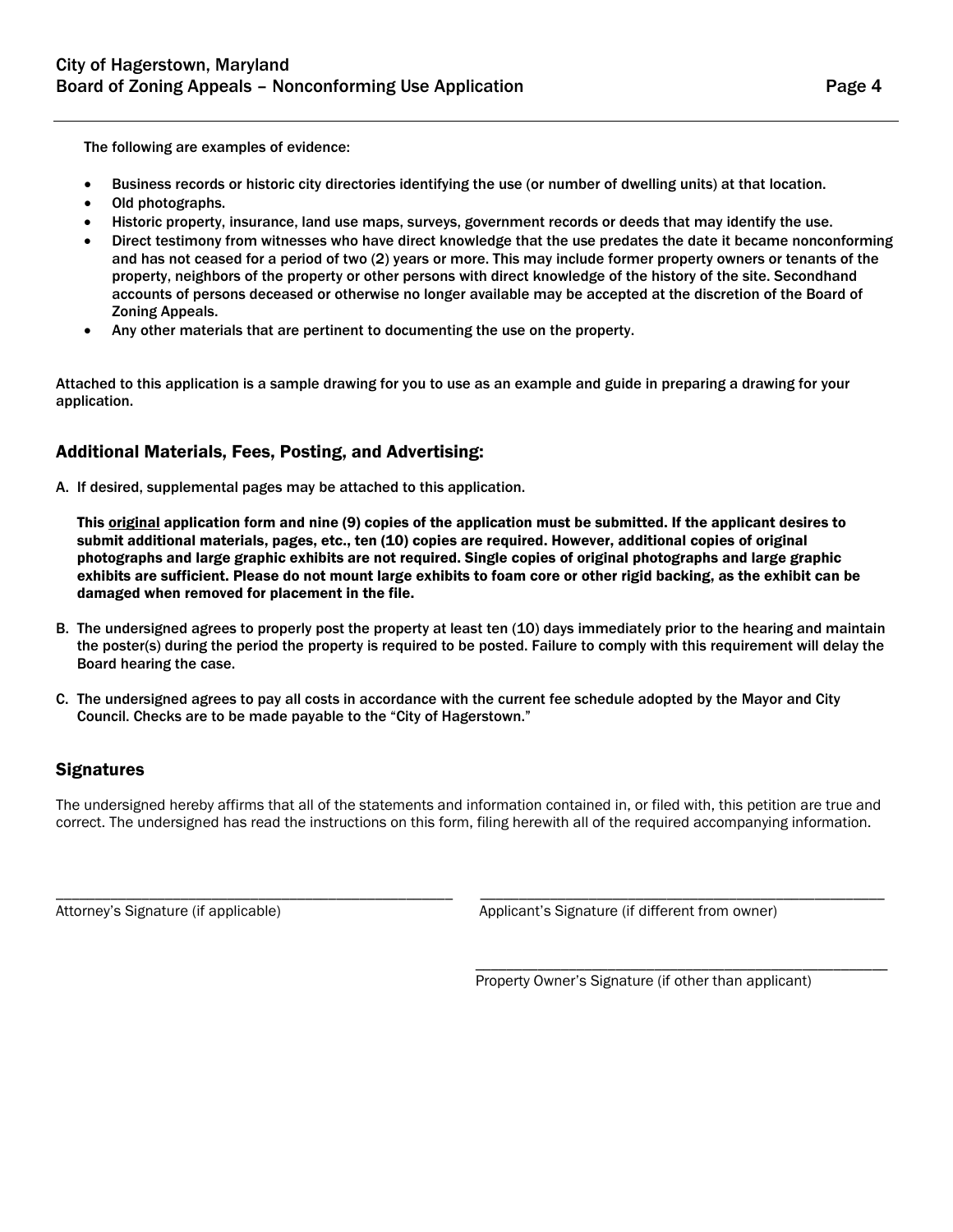The following are examples of evidence:

- Business records or historic city directories identifying the use (or number of dwelling units) at that location.
- Old photographs.
- Historic property, insurance, land use maps, surveys, government records or deeds that may identify the use.
- Direct testimony from witnesses who have direct knowledge that the use predates the date it became nonconforming and has not ceased for a period of two (2) years or more. This may include former property owners or tenants of the property, neighbors of the property or other persons with direct knowledge of the history of the site. Secondhand accounts of persons deceased or otherwise no longer available may be accepted at the discretion of the Board of Zoning Appeals.
- Any other materials that are pertinent to documenting the use on the property.

Attached to this application is a sample drawing for you to use as an example and guide in preparing a drawing for your application.

## Additional Materials, Fees, Posting, and Advertising:

A. If desired, supplemental pages may be attached to this application.

   **This <u>original</u> application form and nine (9) copies of the application must be submitted. If the applicant desires to submit additional materials, pages, etc., ten (10) copies are required. However, additional copies of original photographs and large graphic exhibits are not required. Single copies of original photographs and large graphic exhibits are sufficient. Please do not mount large exhibits to foam core or other rigid backing, as the exhibit can be damaged when removed for placement in the file.**

B. The undersigned agrees to properly post the property at least ten (10) days immediately prior to the hearing and maintain the poster(s) during the period the property is required to be posted. Failure to comply with this requirement will delay the Board hearing the case.

C. The undersigned agrees to pay all costs in accordance with the current fee schedule adopted by the Mayor and City Council. Checks are to be made payable to the "City of Hagerstown."

## Signatures

The undersigned hereby affirms that all of the statements and information contained in, or filed with, this petition are true and correct. The undersigned has read the instructions on this form, filing herewith all of the required accompanying information.

_______________________________________
Attorney's Signature (if applicable)

_______________________________________
Applicant's Signature (if different from owner)

_______________________________________
Property Owner's Signature (if other than applicant)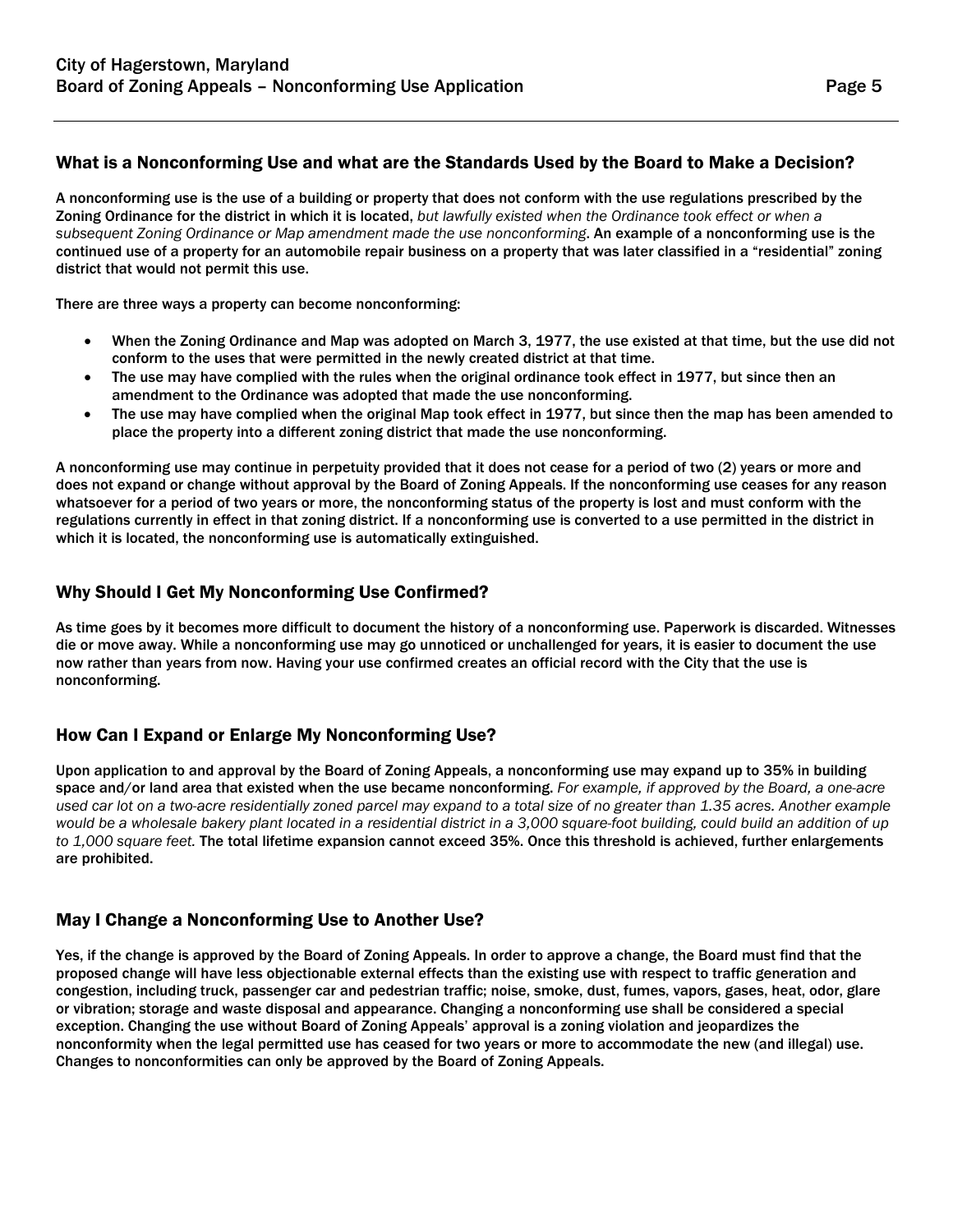## What is a Nonconforming Use and what are the Standards Used by the Board to Make a Decision?

A nonconforming use is the use of a building or property that does not conform with the use regulations prescribed by the Zoning Ordinance for the district in which it is located, *but lawfully existed when the Ordinance took effect or when a subsequent Zoning Ordinance or Map amendment made the use nonconforming*. An example of a nonconforming use is the continued use of a property for an automobile repair business on a property that was later classified in a "residential" zoning district that would not permit this use.

There are three ways a property can become nonconforming:

- When the Zoning Ordinance and Map was adopted on March 3, 1977, the use existed at that time, but the use did not conform to the uses that were permitted in the newly created district at that time.
- The use may have complied with the rules when the original ordinance took effect in 1977, but since then an amendment to the Ordinance was adopted that made the use nonconforming.
- The use may have complied when the original Map took effect in 1977, but since then the map has been amended to place the property into a different zoning district that made the use nonconforming.

A nonconforming use may continue in perpetuity provided that it does not cease for a period of two (2) years or more and does not expand or change without approval by the Board of Zoning Appeals. If the nonconforming use ceases for any reason whatsoever for a period of two years or more, the nonconforming status of the property is lost and must conform with the regulations currently in effect in that zoning district. If a nonconforming use is converted to a use permitted in the district in which it is located, the nonconforming use is automatically extinguished.

## Why Should I Get My Nonconforming Use Confirmed?

As time goes by it becomes more difficult to document the history of a nonconforming use. Paperwork is discarded. Witnesses die or move away. While a nonconforming use may go unnoticed or unchallenged for years, it is easier to document the use now rather than years from now. Having your use confirmed creates an official record with the City that the use is nonconforming.

## How Can I Expand or Enlarge My Nonconforming Use?

Upon application to and approval by the Board of Zoning Appeals, a nonconforming use may expand up to 35% in building space and/or land area that existed when the use became nonconforming. *For example, if approved by the Board, a one-acre used car lot on a two-acre residentially zoned parcel may expand to a total size of no greater than 1.35 acres. Another example would be a wholesale bakery plant located in a residential district in a 3,000 square-foot building, could build an addition of up to 1,000 square feet.* The total lifetime expansion cannot exceed 35%. Once this threshold is achieved, further enlargements are prohibited.

## May I Change a Nonconforming Use to Another Use?

Yes, if the change is approved by the Board of Zoning Appeals. In order to approve a change, the Board must find that the proposed change will have less objectionable external effects than the existing use with respect to traffic generation and congestion, including truck, passenger car and pedestrian traffic; noise, smoke, dust, fumes, vapors, gases, heat, odor, glare or vibration; storage and waste disposal and appearance. Changing a nonconforming use shall be considered a special exception. Changing the use without Board of Zoning Appeals' approval is a zoning violation and jeopardizes the nonconformity when the legal permitted use has ceased for two years or more to accommodate the new (and illegal) use. Changes to nonconformities can only be approved by the Board of Zoning Appeals.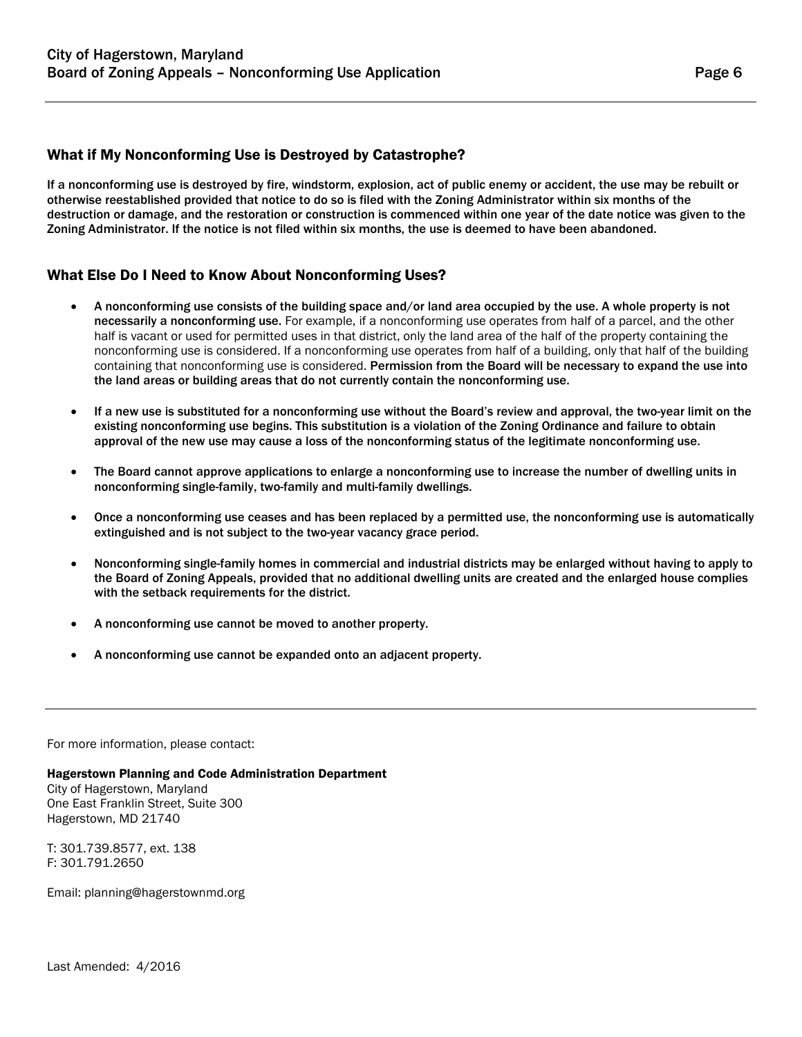## What if My Nonconforming Use is Destroyed by Catastrophe?

**If a nonconforming use is destroyed by fire, windstorm, explosion, act of public enemy or accident, the use may be rebuilt or otherwise reestablished provided that notice to do so is filed with the Zoning Administrator within six months of the destruction or damage, and the restoration or construction is commenced within one year of the date notice was given to the Zoning Administrator. If the notice is not filed within six months, the use is deemed to have been abandoned.**

## What Else Do I Need to Know About Nonconforming Uses?

- **A nonconforming use consists of the building space and/or land area occupied by the use. A whole property is not necessarily a nonconforming use.** For example, if a nonconforming use operates from half of a parcel, and the other half is vacant or used for permitted uses in that district, only the land area of the half of the property containing the nonconforming use is considered. If a nonconforming use operates from half of a building, only that half of the building containing that nonconforming use is considered. **Permission from the Board will be necessary to expand the use into the land areas or building areas that do not currently contain the nonconforming use.**

- **If a new use is substituted for a nonconforming use without the Board's review and approval, the two-year limit on the existing nonconforming use begins. This substitution is a violation of the Zoning Ordinance and failure to obtain approval of the new use may cause a loss of the nonconforming status of the legitimate nonconforming use.**

- **The Board cannot approve applications to enlarge a nonconforming use to increase the number of dwelling units in nonconforming single-family, two-family and multi-family dwellings.**

- **Once a nonconforming use ceases and has been replaced by a permitted use, the nonconforming use is automatically extinguished and is not subject to the two-year vacancy grace period.**

- **Nonconforming single-family homes in commercial and industrial districts may be enlarged without having to apply to the Board of Zoning Appeals, provided that no additional dwelling units are created and the enlarged house complies with the setback requirements for the district.**

- **A nonconforming use cannot be moved to another property.**

- **A nonconforming use cannot be expanded onto an adjacent property.**

---

For more information, please contact:

**Hagerstown Planning and Code Administration Department**
City of Hagerstown, Maryland
One East Franklin Street, Suite 300
Hagerstown, MD 21740

T: 301.739.8577, ext. 138
F: 301.791.2650

Email: planning@hagerstownmd.org

Last Amended: 4/2016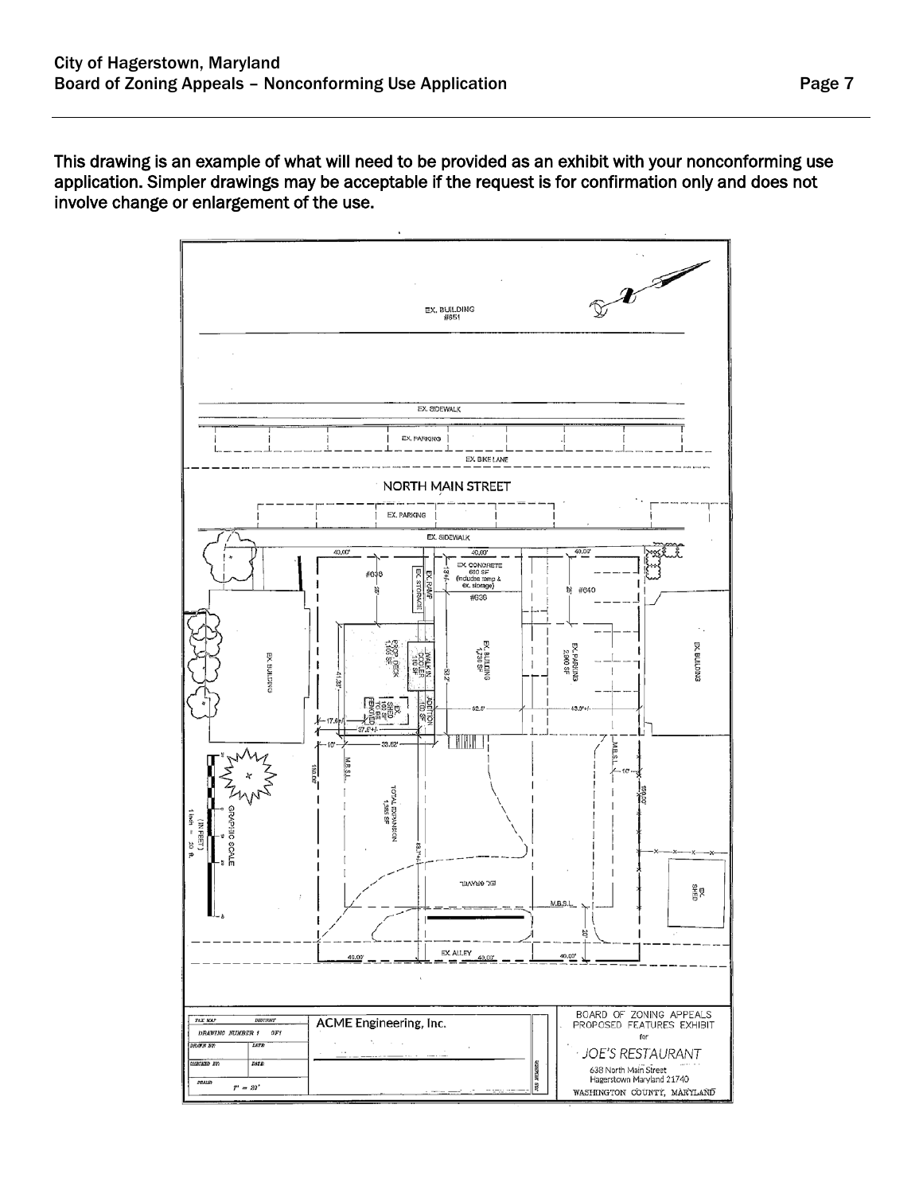This drawing is an example of what will need to be provided as an exhibit with your nonconforming use application. Simpler drawings may be acceptable if the request is for confirmation only and does not involve change or enlargement of the use.

EX. BUILDING
#851

EX. SIDEWALK

EX. PARKING

EX. BIKE LANE

NORTH MAIN STREET

EX. PARKING

EX. SIDEWALK

40.00'

40.00'

40.00'

#636

EX. STORAGE

EX. RAMP

EX. CONCRETE
600 SF
(includes ramp & ex. storage)

#638

#640

EX. BUILDING

ROOF DECK
1,105 SF

WALK IN COOLER
110 SF

EX. BUILDING
1,780 SF

EX. PARKING
2,900 SF

EX. BUILDING

EX. SHED
160 SF
(TO BE REMOVED)

ADDITION
410 SF

41.33'

53.2'

32.5'

43.5'+/-

17.6'+/-

27.5'+/-

10'

33.52'

M.B.S.L.

150.00'

M.B.S.L.

10'

150.00'

TOTAL EXPANSION
1,585 SF

83.7'+/-

EX. GRAVEL

GRAPHIC SCALE
(IN FEET)
1 inch = 20 ft.

M.B.S.L.

20'

EX. SHED

EX. ALLEY

40.00'

40.00'

40.00'

TAX MAP | DISTRICT
DRAWING NUMBER 1 OF 1
DRAWN BY: | DATE:
CHECKED BY: | DATE:
SCALE: 1" = 20'

ACME Engineering, Inc.

BOARD OF ZONING APPEALS
PROPOSED FEATURES EXHIBIT
for
JOE'S RESTAURANT
638 North Main Street
Hagerstown Maryland 21740
WASHINGTON COUNTY, MARYLAND